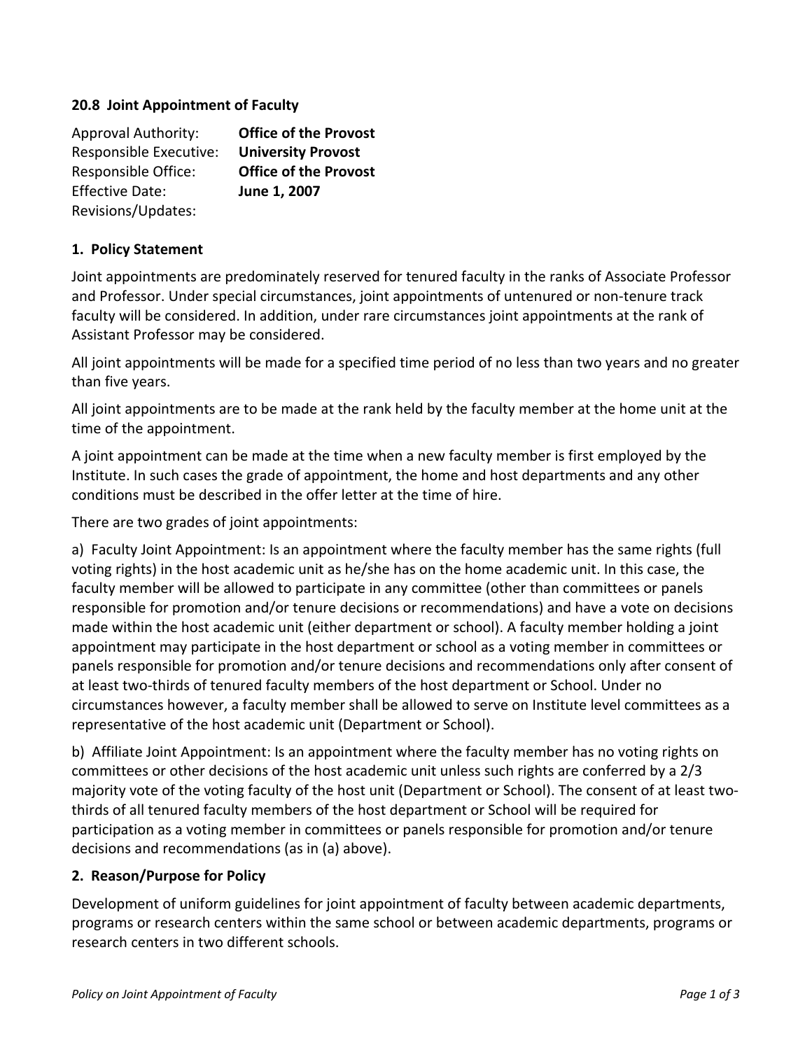## 20.8 Joint Appointment of Faculty

Approval Authority: **Office of the Provost**
Responsible Executive: **University Provost**
Responsible Office: **Office of the Provost**
Effective Date: **June 1, 2007**
Revisions/Updates:

### 1. Policy Statement

Joint appointments are predominately reserved for tenured faculty in the ranks of Associate Professor and Professor. Under special circumstances, joint appointments of untenured or non-tenure track faculty will be considered. In addition, under rare circumstances joint appointments at the rank of Assistant Professor may be considered.

All joint appointments will be made for a specified time period of no less than two years and no greater than five years.

All joint appointments are to be made at the rank held by the faculty member at the home unit at the time of the appointment.

A joint appointment can be made at the time when a new faculty member is first employed by the Institute. In such cases the grade of appointment, the home and host departments and any other conditions must be described in the offer letter at the time of hire.

There are two grades of joint appointments:

a) Faculty Joint Appointment: Is an appointment where the faculty member has the same rights (full voting rights) in the host academic unit as he/she has on the home academic unit. In this case, the faculty member will be allowed to participate in any committee (other than committees or panels responsible for promotion and/or tenure decisions or recommendations) and have a vote on decisions made within the host academic unit (either department or school). A faculty member holding a joint appointment may participate in the host department or school as a voting member in committees or panels responsible for promotion and/or tenure decisions and recommendations only after consent of at least two-thirds of tenured faculty members of the host department or School. Under no circumstances however, a faculty member shall be allowed to serve on Institute level committees as a representative of the host academic unit (Department or School).

b) Affiliate Joint Appointment: Is an appointment where the faculty member has no voting rights on committees or other decisions of the host academic unit unless such rights are conferred by a 2/3 majority vote of the voting faculty of the host unit (Department or School). The consent of at least two-thirds of all tenured faculty members of the host department or School will be required for participation as a voting member in committees or panels responsible for promotion and/or tenure decisions and recommendations (as in (a) above).

### 2. Reason/Purpose for Policy

Development of uniform guidelines for joint appointment of faculty between academic departments, programs or research centers within the same school or between academic departments, programs or research centers in two different schools.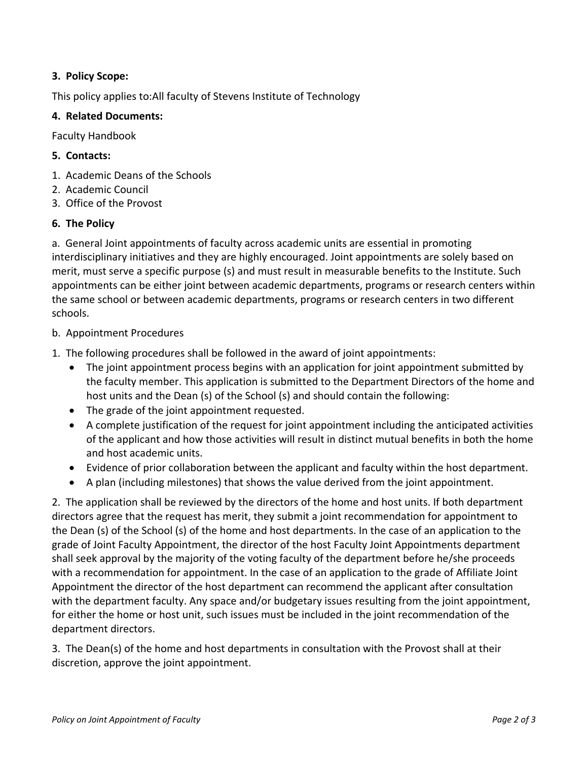### 3. Policy Scope:

This policy applies to:All faculty of Stevens Institute of Technology

### 4. Related Documents:

Faculty Handbook

### 5. Contacts:

1. Academic Deans of the Schools
2. Academic Council
3. Office of the Provost

### 6. The Policy

a. General Joint appointments of faculty across academic units are essential in promoting interdisciplinary initiatives and they are highly encouraged. Joint appointments are solely based on merit, must serve a specific purpose (s) and must result in measurable benefits to the Institute. Such appointments can be either joint between academic departments, programs or research centers within the same school or between academic departments, programs or research centers in two different schools.

b. Appointment Procedures

1. The following procedures shall be followed in the award of joint appointments:
   - The joint appointment process begins with an application for joint appointment submitted by the faculty member. This application is submitted to the Department Directors of the home and host units and the Dean (s) of the School (s) and should contain the following:
   - The grade of the joint appointment requested.
   - A complete justification of the request for joint appointment including the anticipated activities of the applicant and how those activities will result in distinct mutual benefits in both the home and host academic units.
   - Evidence of prior collaboration between the applicant and faculty within the host department.
   - A plan (including milestones) that shows the value derived from the joint appointment.

2. The application shall be reviewed by the directors of the home and host units. If both department directors agree that the request has merit, they submit a joint recommendation for appointment to the Dean (s) of the School (s) of the home and host departments. In the case of an application to the grade of Joint Faculty Appointment, the director of the host Faculty Joint Appointments department shall seek approval by the majority of the voting faculty of the department before he/she proceeds with a recommendation for appointment. In the case of an application to the grade of Affiliate Joint Appointment the director of the host department can recommend the applicant after consultation with the department faculty. Any space and/or budgetary issues resulting from the joint appointment, for either the home or host unit, such issues must be included in the joint recommendation of the department directors.

3. The Dean(s) of the home and host departments in consultation with the Provost shall at their discretion, approve the joint appointment.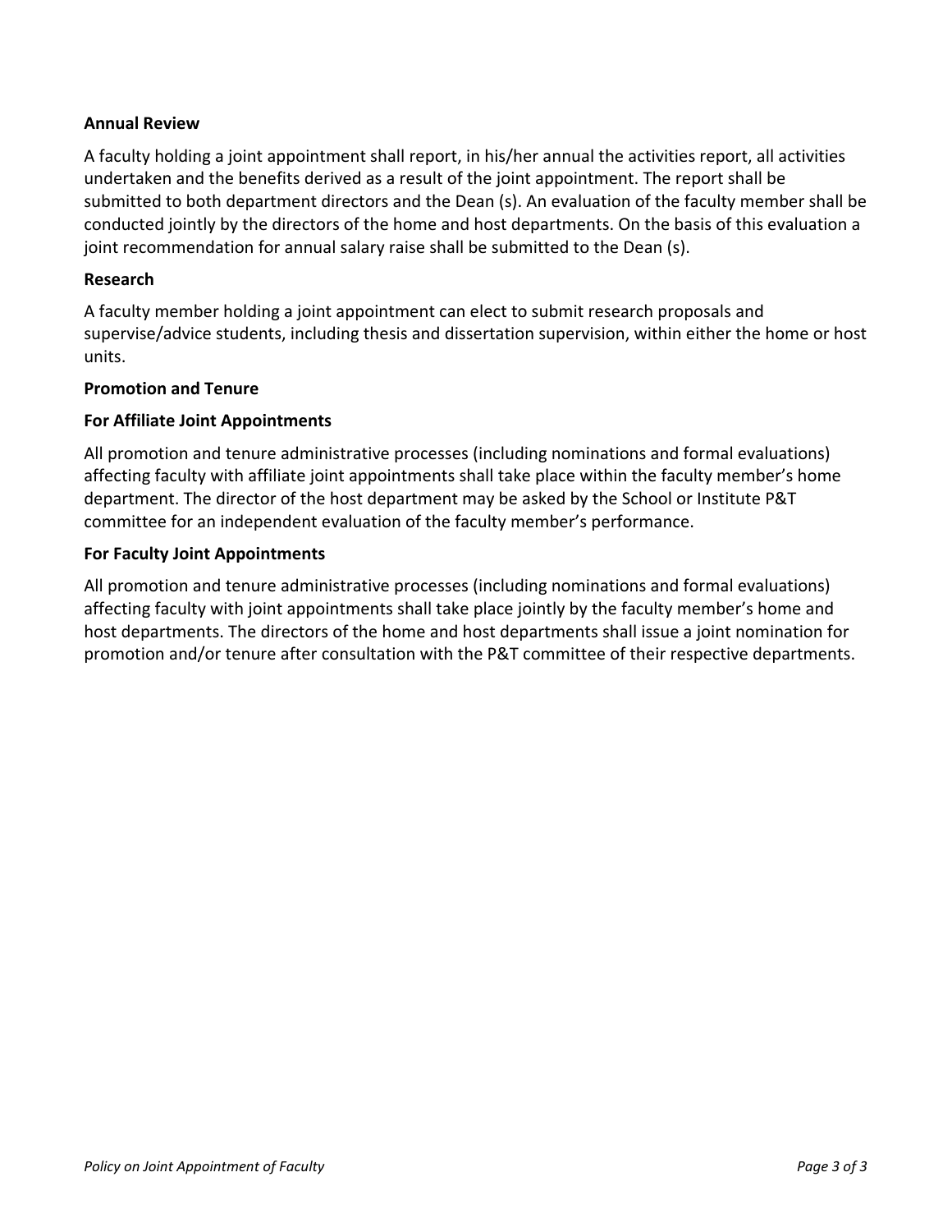### Annual Review

A faculty holding a joint appointment shall report, in his/her annual the activities report, all activities undertaken and the benefits derived as a result of the joint appointment. The report shall be submitted to both department directors and the Dean (s). An evaluation of the faculty member shall be conducted jointly by the directors of the home and host departments. On the basis of this evaluation a joint recommendation for annual salary raise shall be submitted to the Dean (s).

### Research

A faculty member holding a joint appointment can elect to submit research proposals and supervise/advice students, including thesis and dissertation supervision, within either the home or host units.

### Promotion and Tenure

#### For Affiliate Joint Appointments

All promotion and tenure administrative processes (including nominations and formal evaluations) affecting faculty with affiliate joint appointments shall take place within the faculty member's home department. The director of the host department may be asked by the School or Institute P&T committee for an independent evaluation of the faculty member's performance.

#### For Faculty Joint Appointments

All promotion and tenure administrative processes (including nominations and formal evaluations) affecting faculty with joint appointments shall take place jointly by the faculty member's home and host departments. The directors of the home and host departments shall issue a joint nomination for promotion and/or tenure after consultation with the P&T committee of their respective departments.